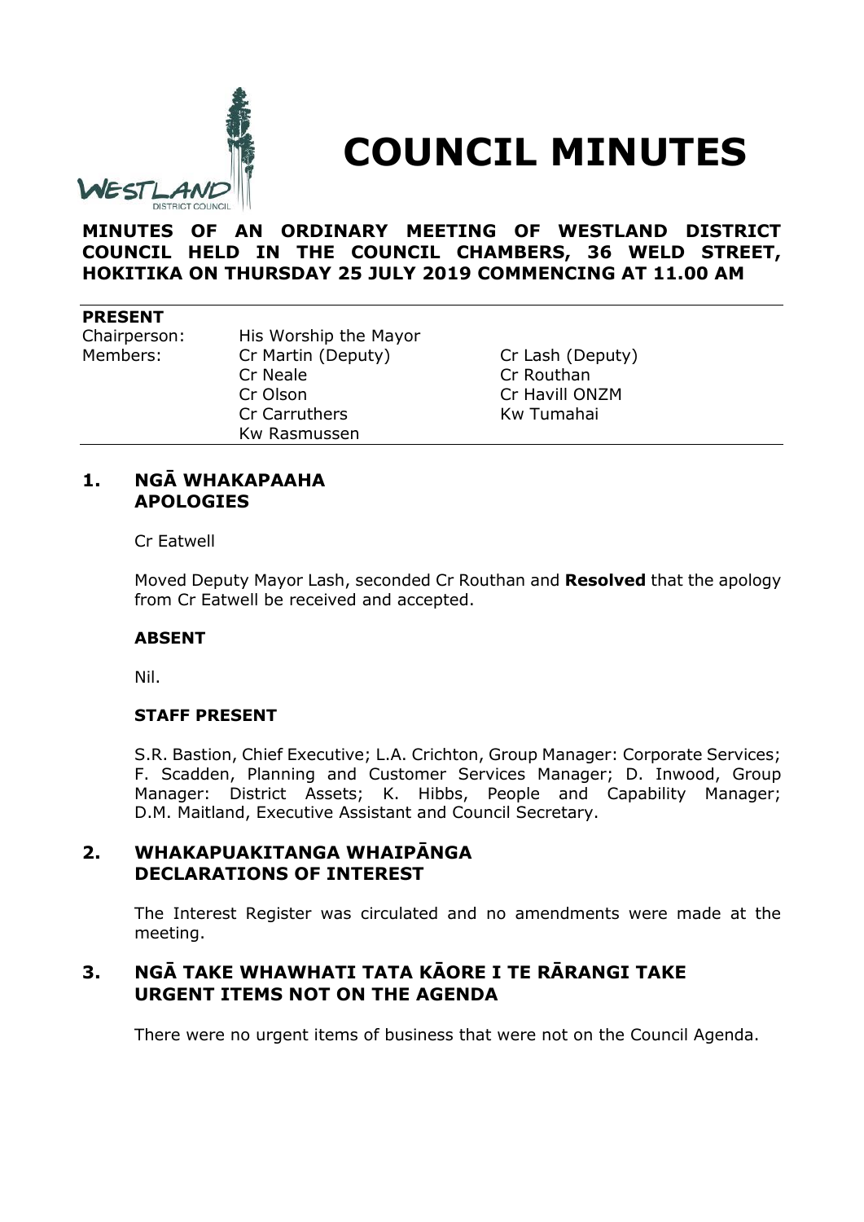# COUNCIL MINUTES

**MINUTES OF AN ORDINARY MEETING OF WESTLAND DISTRICT COUNCIL HELD IN THE COUNCIL CHAMBERS, 36 WELD STREET, HOKITIKA ON THURSDAY 25 JULY 2019 COMMENCING AT 11.00 AM**

**PRESENT**

| | | |
|---|---|---|
| Chairperson: | His Worship the Mayor | |
| Members: | Cr Martin (Deputy) | Cr Lash (Deputy) |
| | Cr Neale | Cr Routhan |
| | Cr Olson | Cr Havill ONZM |
| | Cr Carruthers | Kw Tumahai |
| | Kw Rasmussen | |

## 1. NGĀ WHAKAPAAHA APOLOGIES

Cr Eatwell

Moved Deputy Mayor Lash, seconded Cr Routhan and **Resolved** that the apology from Cr Eatwell be received and accepted.

**ABSENT**

Nil.

**STAFF PRESENT**

S.R. Bastion, Chief Executive; L.A. Crichton, Group Manager: Corporate Services; F. Scadden, Planning and Customer Services Manager; D. Inwood, Group Manager: District Assets; K. Hibbs, People and Capability Manager; D.M. Maitland, Executive Assistant and Council Secretary.

## 2. WHAKAPUAKITANGA WHAIPĀNGA DECLARATIONS OF INTEREST

The Interest Register was circulated and no amendments were made at the meeting.

## 3. NGĀ TAKE WHAWHATI TATA KĀORE I TE RĀRANGI TAKE URGENT ITEMS NOT ON THE AGENDA

There were no urgent items of business that were not on the Council Agenda.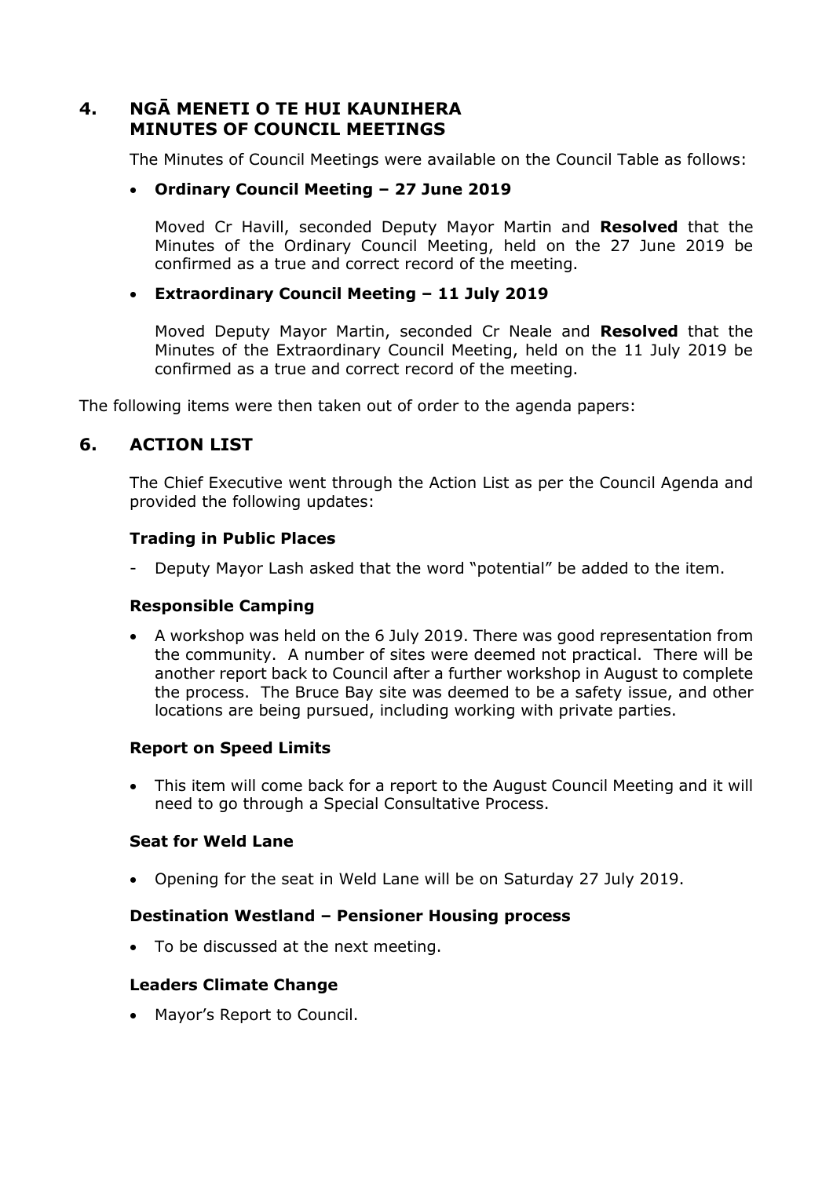## 4. NGĀ MENETI O TE HUI KAUNIHERA MINUTES OF COUNCIL MEETINGS

The Minutes of Council Meetings were available on the Council Table as follows:

- **Ordinary Council Meeting – 27 June 2019**

  Moved Cr Havill, seconded Deputy Mayor Martin and **Resolved** that the Minutes of the Ordinary Council Meeting, held on the 27 June 2019 be confirmed as a true and correct record of the meeting.

- **Extraordinary Council Meeting – 11 July 2019**

  Moved Deputy Mayor Martin, seconded Cr Neale and **Resolved** that the Minutes of the Extraordinary Council Meeting, held on the 11 July 2019 be confirmed as a true and correct record of the meeting.

The following items were then taken out of order to the agenda papers:

## 6. ACTION LIST

The Chief Executive went through the Action List as per the Council Agenda and provided the following updates:

### Trading in Public Places

- Deputy Mayor Lash asked that the word "potential" be added to the item.

### Responsible Camping

- A workshop was held on the 6 July 2019. There was good representation from the community. A number of sites were deemed not practical. There will be another report back to Council after a further workshop in August to complete the process. The Bruce Bay site was deemed to be a safety issue, and other locations are being pursued, including working with private parties.

### Report on Speed Limits

- This item will come back for a report to the August Council Meeting and it will need to go through a Special Consultative Process.

### Seat for Weld Lane

- Opening for the seat in Weld Lane will be on Saturday 27 July 2019.

### Destination Westland – Pensioner Housing process

- To be discussed at the next meeting.

### Leaders Climate Change

- Mayor's Report to Council.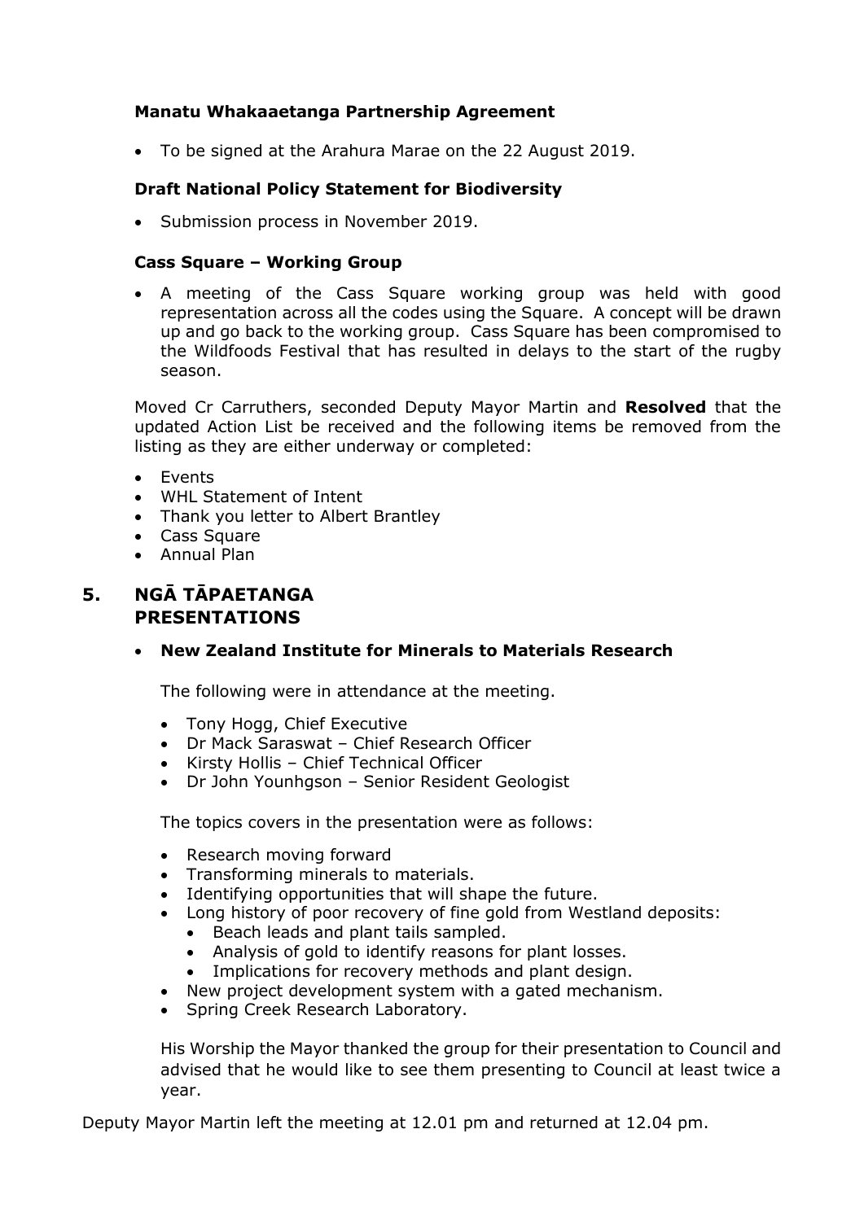**Manatu Whakaaetanga Partnership Agreement**

- To be signed at the Arahura Marae on the 22 August 2019.

**Draft National Policy Statement for Biodiversity**

- Submission process in November 2019.

**Cass Square – Working Group**

- A meeting of the Cass Square working group was held with good representation across all the codes using the Square. A concept will be drawn up and go back to the working group. Cass Square has been compromised to the Wildfoods Festival that has resulted in delays to the start of the rugby season.

Moved Cr Carruthers, seconded Deputy Mayor Martin and **Resolved** that the updated Action List be received and the following items be removed from the listing as they are either underway or completed:

- Events
- WHL Statement of Intent
- Thank you letter to Albert Brantley
- Cass Square
- Annual Plan

## 5. NGĀ TĀPAETANGA PRESENTATIONS

- **New Zealand Institute for Minerals to Materials Research**

  The following were in attendance at the meeting.

  - Tony Hogg, Chief Executive
  - Dr Mack Saraswat – Chief Research Officer
  - Kirsty Hollis – Chief Technical Officer
  - Dr John Younhgson – Senior Resident Geologist

  The topics covers in the presentation were as follows:

  - Research moving forward
  - Transforming minerals to materials.
  - Identifying opportunities that will shape the future.
  - Long history of poor recovery of fine gold from Westland deposits:
    - Beach leads and plant tails sampled.
    - Analysis of gold to identify reasons for plant losses.
    - Implications for recovery methods and plant design.
  - New project development system with a gated mechanism.
  - Spring Creek Research Laboratory.

  His Worship the Mayor thanked the group for their presentation to Council and advised that he would like to see them presenting to Council at least twice a year.

Deputy Mayor Martin left the meeting at 12.01 pm and returned at 12.04 pm.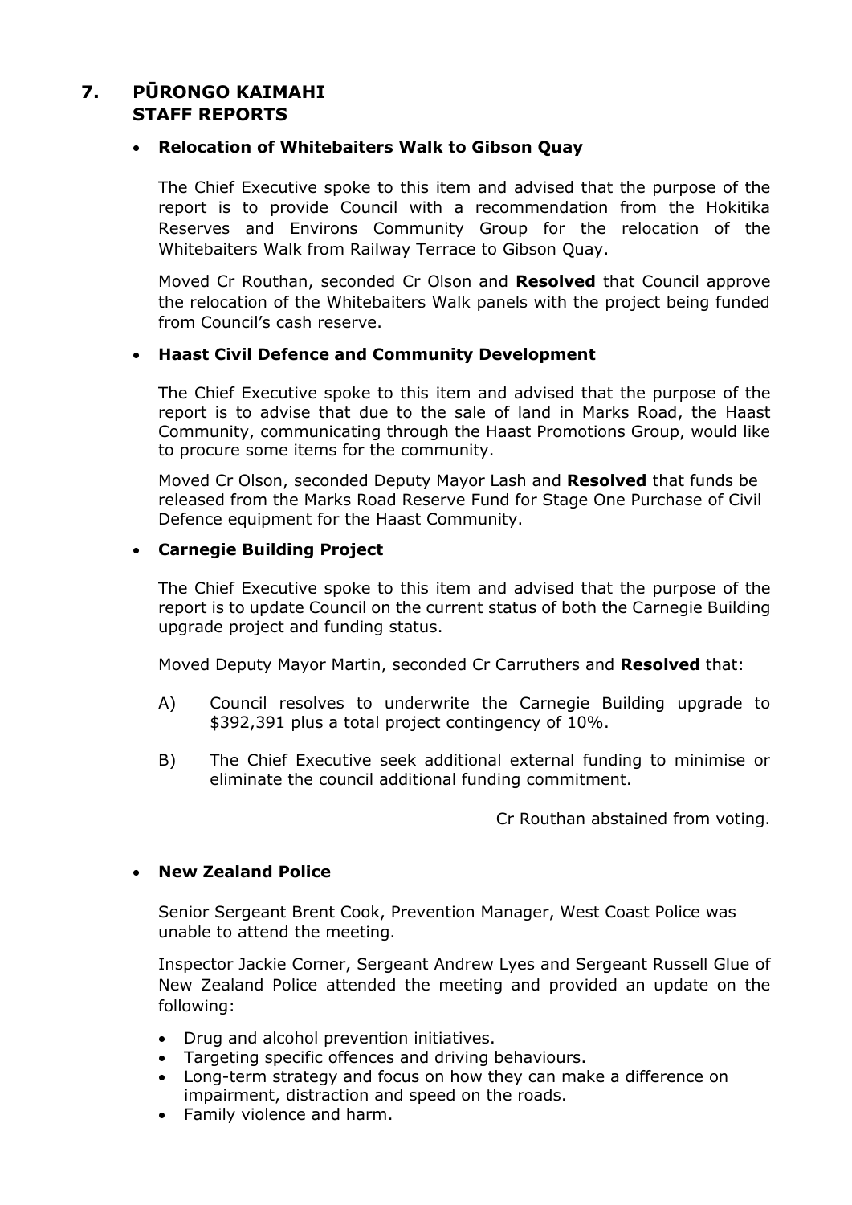## 7. PŪRONGO KAIMAHI
## STAFF REPORTS

- **Relocation of Whitebaiters Walk to Gibson Quay**

  The Chief Executive spoke to this item and advised that the purpose of the report is to provide Council with a recommendation from the Hokitika Reserves and Environs Community Group for the relocation of the Whitebaiters Walk from Railway Terrace to Gibson Quay.

  Moved Cr Routhan, seconded Cr Olson and **Resolved** that Council approve the relocation of the Whitebaiters Walk panels with the project being funded from Council's cash reserve.

- **Haast Civil Defence and Community Development**

  The Chief Executive spoke to this item and advised that the purpose of the report is to advise that due to the sale of land in Marks Road, the Haast Community, communicating through the Haast Promotions Group, would like to procure some items for the community.

  Moved Cr Olson, seconded Deputy Mayor Lash and **Resolved** that funds be released from the Marks Road Reserve Fund for Stage One Purchase of Civil Defence equipment for the Haast Community.

- **Carnegie Building Project**

  The Chief Executive spoke to this item and advised that the purpose of the report is to update Council on the current status of both the Carnegie Building upgrade project and funding status.

  Moved Deputy Mayor Martin, seconded Cr Carruthers and **Resolved** that:

  A) Council resolves to underwrite the Carnegie Building upgrade to $392,391 plus a total project contingency of 10%.

  B) The Chief Executive seek additional external funding to minimise or eliminate the council additional funding commitment.

  Cr Routhan abstained from voting.

- **New Zealand Police**

  Senior Sergeant Brent Cook, Prevention Manager, West Coast Police was unable to attend the meeting.

  Inspector Jackie Corner, Sergeant Andrew Lyes and Sergeant Russell Glue of New Zealand Police attended the meeting and provided an update on the following:

  - Drug and alcohol prevention initiatives.
  - Targeting specific offences and driving behaviours.
  - Long-term strategy and focus on how they can make a difference on impairment, distraction and speed on the roads.
  - Family violence and harm.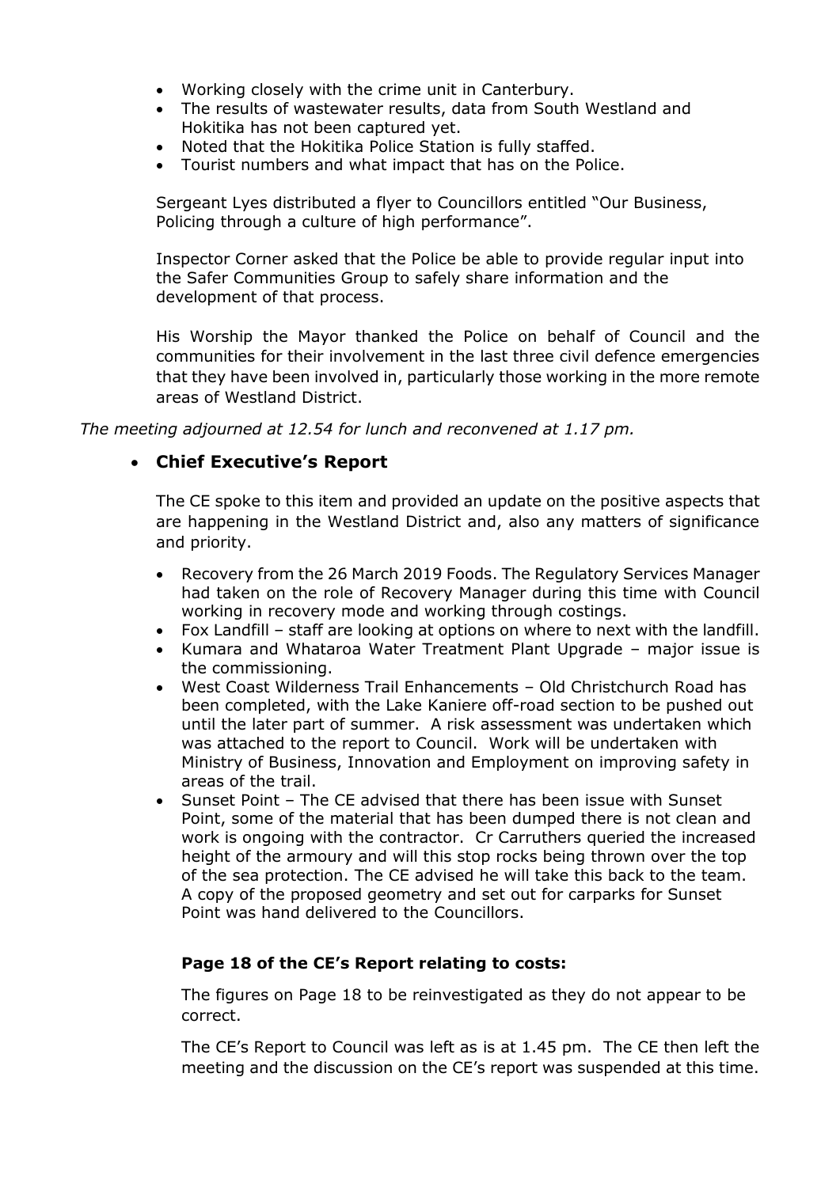- Working closely with the crime unit in Canterbury.
- The results of wastewater results, data from South Westland and Hokitika has not been captured yet.
- Noted that the Hokitika Police Station is fully staffed.
- Tourist numbers and what impact that has on the Police.

Sergeant Lyes distributed a flyer to Councillors entitled "Our Business, Policing through a culture of high performance".

Inspector Corner asked that the Police be able to provide regular input into the Safer Communities Group to safely share information and the development of that process.

His Worship the Mayor thanked the Police on behalf of Council and the communities for their involvement in the last three civil defence emergencies that they have been involved in, particularly those working in the more remote areas of Westland District.

*The meeting adjourned at 12.54 for lunch and reconvened at 1.17 pm.*

- **Chief Executive's Report**

  The CE spoke to this item and provided an update on the positive aspects that are happening in the Westland District and, also any matters of significance and priority.

  - Recovery from the 26 March 2019 Foods. The Regulatory Services Manager had taken on the role of Recovery Manager during this time with Council working in recovery mode and working through costings.
  - Fox Landfill – staff are looking at options on where to next with the landfill.
  - Kumara and Whataroa Water Treatment Plant Upgrade – major issue is the commissioning.
  - West Coast Wilderness Trail Enhancements – Old Christchurch Road has been completed, with the Lake Kaniere off-road section to be pushed out until the later part of summer. A risk assessment was undertaken which was attached to the report to Council. Work will be undertaken with Ministry of Business, Innovation and Employment on improving safety in areas of the trail.
  - Sunset Point – The CE advised that there has been issue with Sunset Point, some of the material that has been dumped there is not clean and work is ongoing with the contractor. Cr Carruthers queried the increased height of the armoury and will this stop rocks being thrown over the top of the sea protection. The CE advised he will take this back to the team. A copy of the proposed geometry and set out for carparks for Sunset Point was hand delivered to the Councillors.

  **Page 18 of the CE's Report relating to costs:**

  The figures on Page 18 to be reinvestigated as they do not appear to be correct.

  The CE's Report to Council was left as is at 1.45 pm. The CE then left the meeting and the discussion on the CE's report was suspended at this time.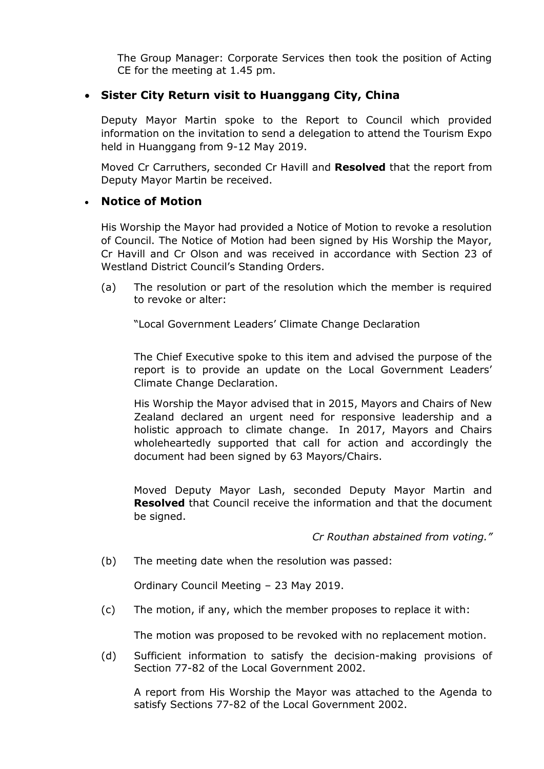The Group Manager: Corporate Services then took the position of Acting CE for the meeting at 1.45 pm.

- **Sister City Return visit to Huanggang City, China**

  Deputy Mayor Martin spoke to the Report to Council which provided information on the invitation to send a delegation to attend the Tourism Expo held in Huanggang from 9-12 May 2019.

  Moved Cr Carruthers, seconded Cr Havill and **Resolved** that the report from Deputy Mayor Martin be received.

- **Notice of Motion**

  His Worship the Mayor had provided a Notice of Motion to revoke a resolution of Council. The Notice of Motion had been signed by His Worship the Mayor, Cr Havill and Cr Olson and was received in accordance with Section 23 of Westland District Council's Standing Orders.

  (a) The resolution or part of the resolution which the member is required to revoke or alter:

  "Local Government Leaders' Climate Change Declaration

  The Chief Executive spoke to this item and advised the purpose of the report is to provide an update on the Local Government Leaders' Climate Change Declaration.

  His Worship the Mayor advised that in 2015, Mayors and Chairs of New Zealand declared an urgent need for responsive leadership and a holistic approach to climate change. In 2017, Mayors and Chairs wholeheartedly supported that call for action and accordingly the document had been signed by 63 Mayors/Chairs.

  Moved Deputy Mayor Lash, seconded Deputy Mayor Martin and **Resolved** that Council receive the information and that the document be signed.

  *Cr Routhan abstained from voting."*

  (b) The meeting date when the resolution was passed:

  Ordinary Council Meeting – 23 May 2019.

  (c) The motion, if any, which the member proposes to replace it with:

  The motion was proposed to be revoked with no replacement motion.

  (d) Sufficient information to satisfy the decision-making provisions of Section 77-82 of the Local Government 2002.

  A report from His Worship the Mayor was attached to the Agenda to satisfy Sections 77-82 of the Local Government 2002.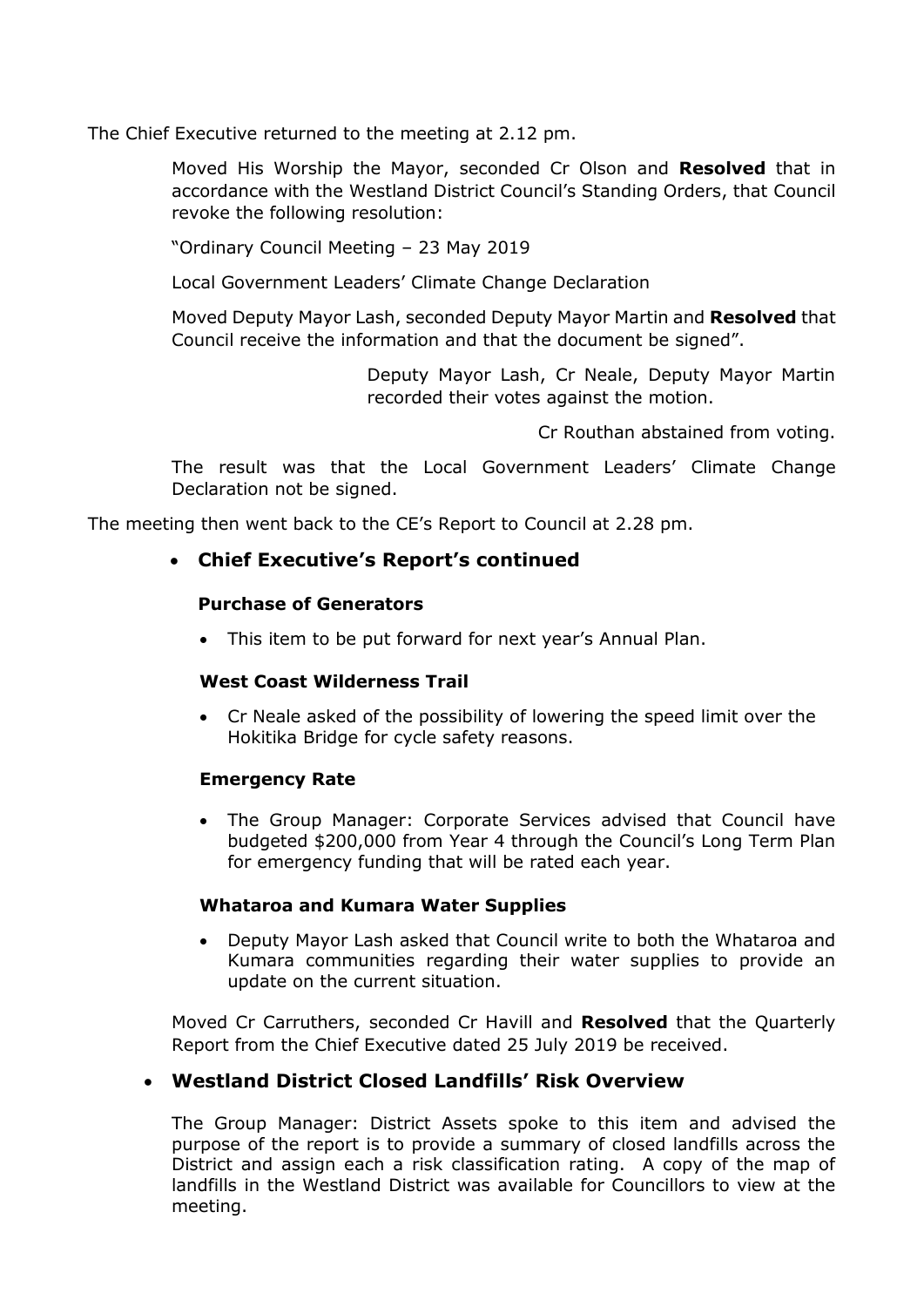The Chief Executive returned to the meeting at 2.12 pm.

Moved His Worship the Mayor, seconded Cr Olson and **Resolved** that in accordance with the Westland District Council's Standing Orders, that Council revoke the following resolution:

"Ordinary Council Meeting – 23 May 2019

Local Government Leaders' Climate Change Declaration

Moved Deputy Mayor Lash, seconded Deputy Mayor Martin and **Resolved** that Council receive the information and that the document be signed".

Deputy Mayor Lash, Cr Neale, Deputy Mayor Martin recorded their votes against the motion.

Cr Routhan abstained from voting.

The result was that the Local Government Leaders' Climate Change Declaration not be signed.

The meeting then went back to the CE's Report to Council at 2.28 pm.

- **Chief Executive's Report's continued**

**Purchase of Generators**

- This item to be put forward for next year's Annual Plan.

**West Coast Wilderness Trail**

- Cr Neale asked of the possibility of lowering the speed limit over the Hokitika Bridge for cycle safety reasons.

**Emergency Rate**

- The Group Manager: Corporate Services advised that Council have budgeted $200,000 from Year 4 through the Council's Long Term Plan for emergency funding that will be rated each year.

**Whataroa and Kumara Water Supplies**

- Deputy Mayor Lash asked that Council write to both the Whataroa and Kumara communities regarding their water supplies to provide an update on the current situation.

Moved Cr Carruthers, seconded Cr Havill and **Resolved** that the Quarterly Report from the Chief Executive dated 25 July 2019 be received.

- **Westland District Closed Landfills' Risk Overview**

The Group Manager: District Assets spoke to this item and advised the purpose of the report is to provide a summary of closed landfills across the District and assign each a risk classification rating. A copy of the map of landfills in the Westland District was available for Councillors to view at the meeting.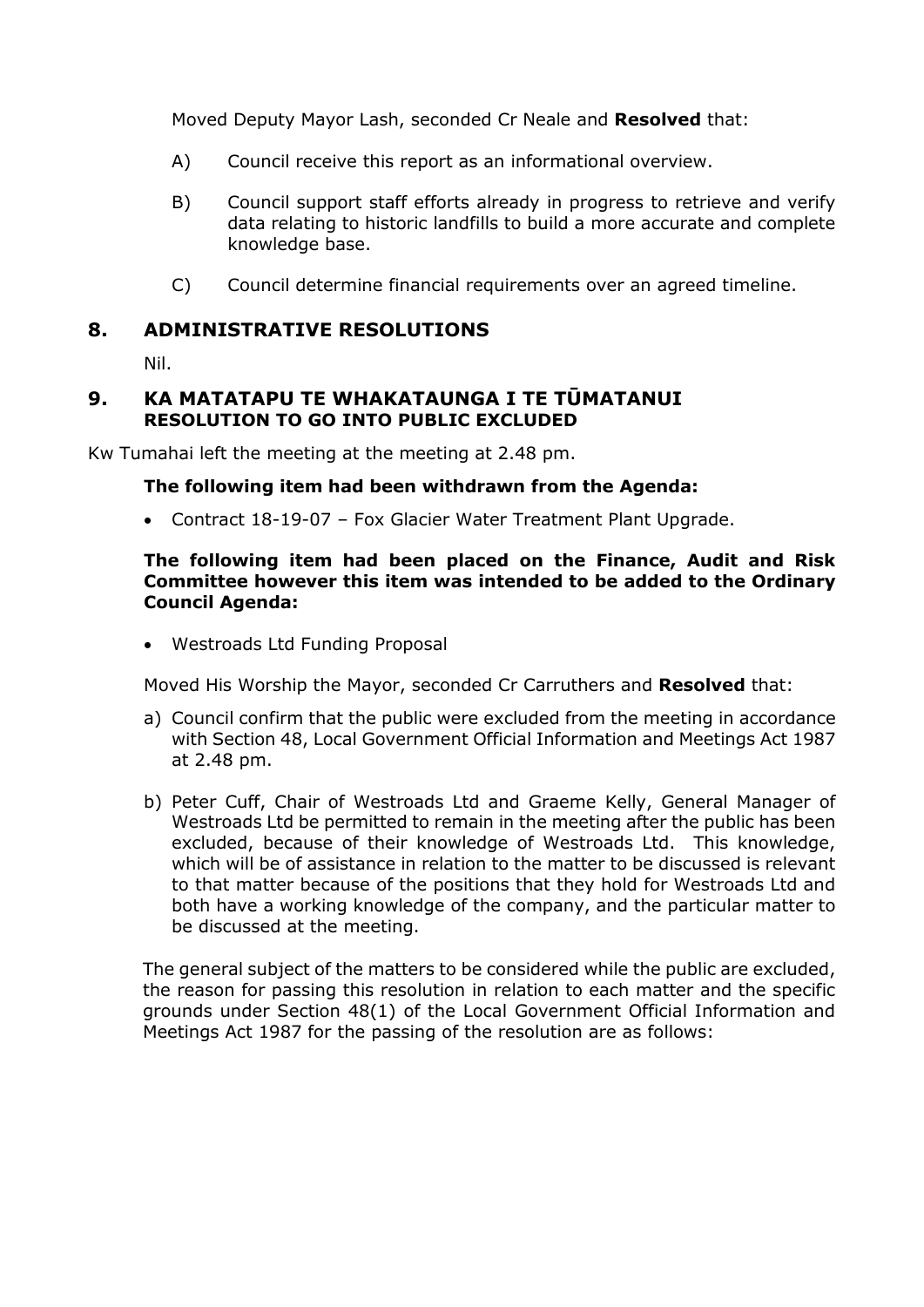Moved Deputy Mayor Lash, seconded Cr Neale and **Resolved** that:

A) Council receive this report as an informational overview.

B) Council support staff efforts already in progress to retrieve and verify data relating to historic landfills to build a more accurate and complete knowledge base.

C) Council determine financial requirements over an agreed timeline.

## 8. ADMINISTRATIVE RESOLUTIONS

Nil.

## 9. KA MATATAPU TE WHAKATAUNGA I TE TŪMATANUI RESOLUTION TO GO INTO PUBLIC EXCLUDED

Kw Tumahai left the meeting at the meeting at 2.48 pm.

**The following item had been withdrawn from the Agenda:**

- Contract 18-19-07 – Fox Glacier Water Treatment Plant Upgrade.

**The following item had been placed on the Finance, Audit and Risk Committee however this item was intended to be added to the Ordinary Council Agenda:**

- Westroads Ltd Funding Proposal

Moved His Worship the Mayor, seconded Cr Carruthers and **Resolved** that:

a) Council confirm that the public were excluded from the meeting in accordance with Section 48, Local Government Official Information and Meetings Act 1987 at 2.48 pm.

b) Peter Cuff, Chair of Westroads Ltd and Graeme Kelly, General Manager of Westroads Ltd be permitted to remain in the meeting after the public has been excluded, because of their knowledge of Westroads Ltd. This knowledge, which will be of assistance in relation to the matter to be discussed is relevant to that matter because of the positions that they hold for Westroads Ltd and both have a working knowledge of the company, and the particular matter to be discussed at the meeting.

The general subject of the matters to be considered while the public are excluded, the reason for passing this resolution in relation to each matter and the specific grounds under Section 48(1) of the Local Government Official Information and Meetings Act 1987 for the passing of the resolution are as follows: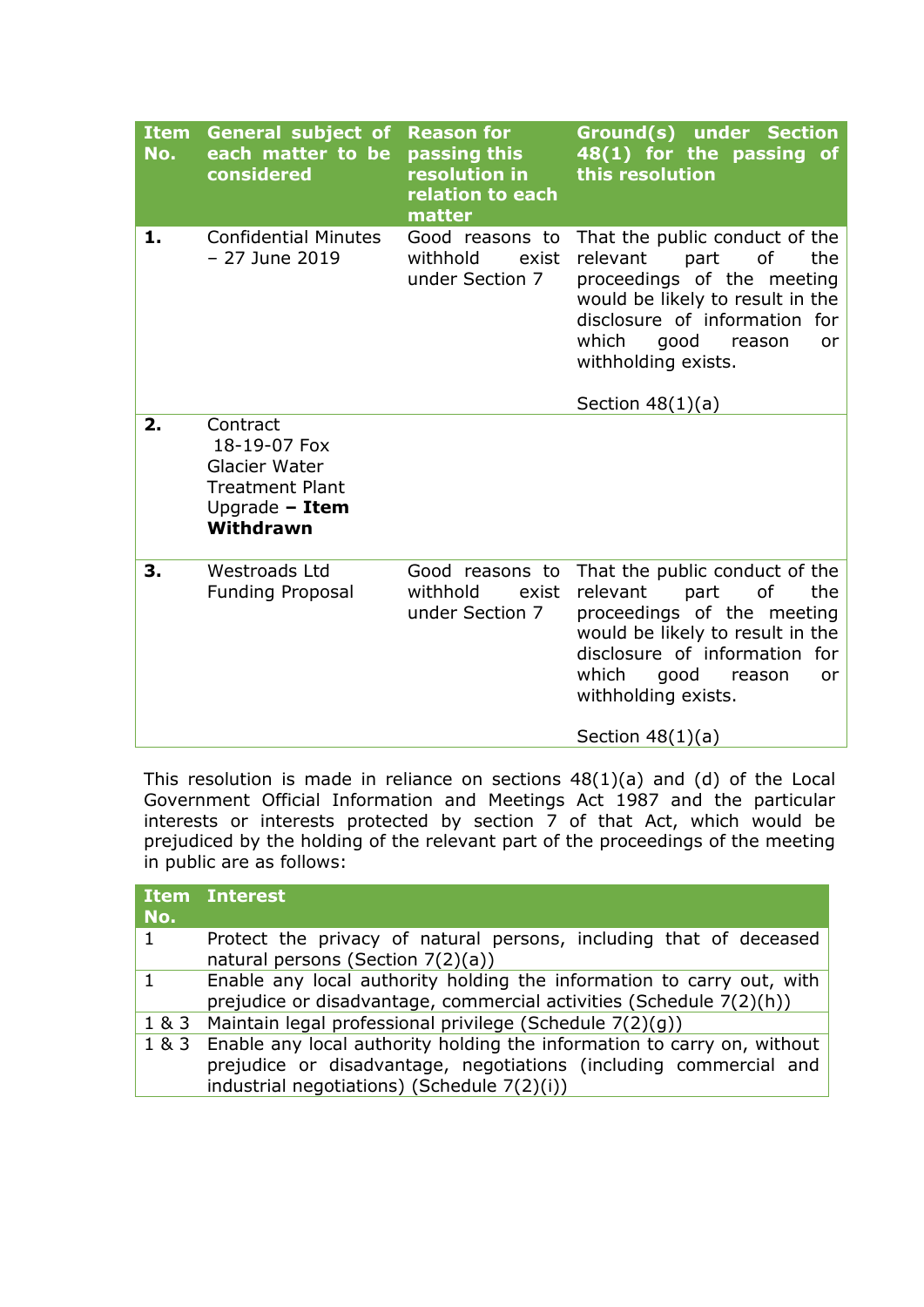| Item No. | General subject of each matter to be considered | Reason for passing this resolution in relation to each matter | Ground(s) under Section 48(1) for the passing of this resolution |
|---|---|---|---|
| **1.** | Confidential Minutes – 27 June 2019 | Good reasons to withhold exist under Section 7 | That the public conduct of the relevant part of the proceedings of the meeting would be likely to result in the disclosure of information for which good reason or withholding exists.<br><br>Section 48(1)(a) |
| **2.** | Contract 18-19-07 Fox Glacier Water Treatment Plant Upgrade **– Item Withdrawn** | | |
| **3.** | Westroads Ltd Funding Proposal | Good reasons to withhold exist under Section 7 | That the public conduct of the relevant part of the proceedings of the meeting would be likely to result in the disclosure of information for which good reason or withholding exists.<br><br>Section 48(1)(a) |

This resolution is made in reliance on sections 48(1)(a) and (d) of the Local Government Official Information and Meetings Act 1987 and the particular interests or interests protected by section 7 of that Act, which would be prejudiced by the holding of the relevant part of the proceedings of the meeting in public are as follows:

| Item No. | Interest |
|---|---|
| 1 | Protect the privacy of natural persons, including that of deceased natural persons (Section 7(2)(a)) |
| 1 | Enable any local authority holding the information to carry out, with prejudice or disadvantage, commercial activities (Schedule 7(2)(h)) |
| 1 & 3 | Maintain legal professional privilege (Schedule 7(2)(g)) |
| 1 & 3 | Enable any local authority holding the information to carry on, without prejudice or disadvantage, negotiations (including commercial and industrial negotiations) (Schedule 7(2)(i)) |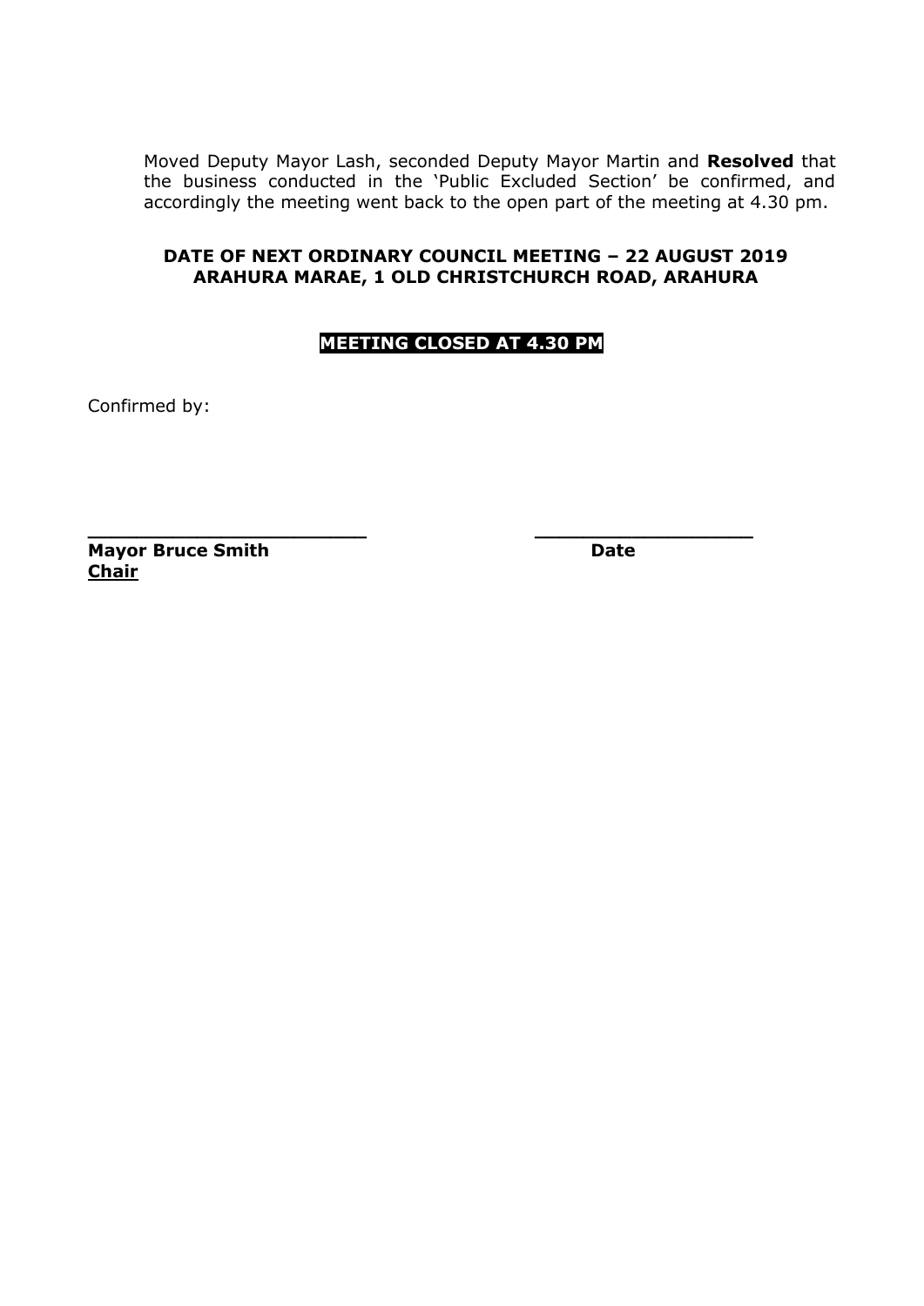Moved Deputy Mayor Lash, seconded Deputy Mayor Martin and **Resolved** that the business conducted in the 'Public Excluded Section' be confirmed, and accordingly the meeting went back to the open part of the meeting at 4.30 pm.

**DATE OF NEXT ORDINARY COUNCIL MEETING – 22 AUGUST 2019**
**ARAHURA MARAE, 1 OLD CHRISTCHURCH ROAD, ARAHURA**

**MEETING CLOSED AT 4.30 PM**

Confirmed by:

________________________                    __________________

**Mayor Bruce Smith**                                        **Date**
**Chair**